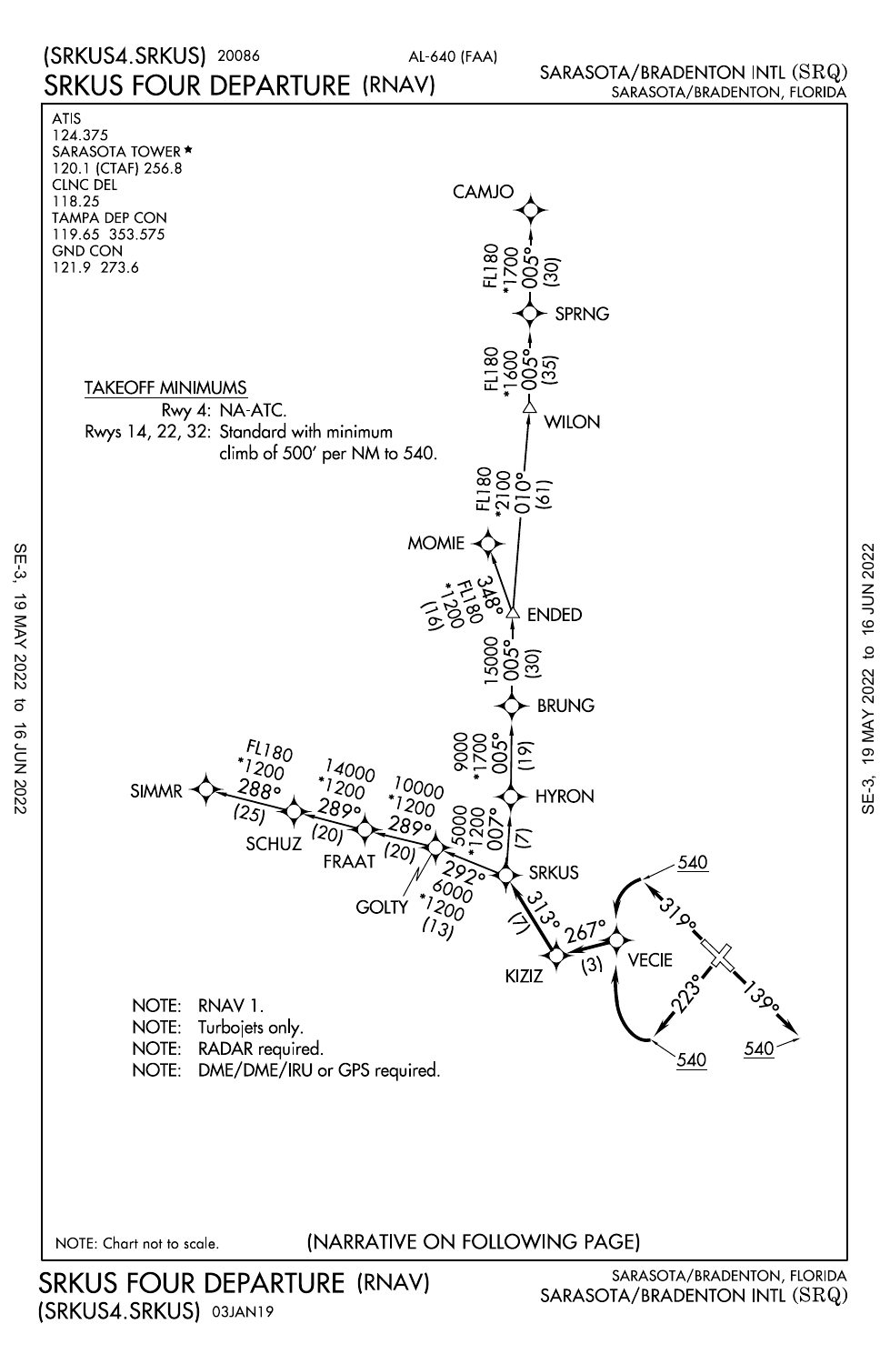# SRKUS FOUR DEPARTURE (RNAV)

(SRKUS4.SRKUS) 20086

AL-640 (FAA)

SARASOTA/BRADENTON INTL (SRQ)
SARASOTA/BRADENTON, FLORIDA

ATIS
124.375
SARASOTA TOWER ★
120.1 (CTAF) 256.8
CLNC DEL
118.25
TAMPA DEP CON
119.65 353.575
GND CON
121.9 273.6

**TAKEOFF MINIMUMS**

Rwy 4: NA-ATC.
Rwys 14, 22, 32: Standard with minimum climb of 500' per NM to 540.

CAMJO

FL180 *1700 005° (30)

SPRNG

FL180 *1600 005° (35)

WILON

FL180 *2100 010° (61)

MOMIE

348° FL180 *1200 (16)

ENDED

15000 005° (30)

BRUNG

9000 *1700 005° (19)

HYRON

5000 *1200 007° (7)

SRKUS

SIMMR

FL180 *1200 288° (25)

SCHUZ

14000 *1200 289° (20)

FRAAT

10000 *1200 289° (20)

GOLTY

292° 6000 *1200 (13)

313° (7)

KIZIZ

267° (3)

VECIE

319° 540

223° 540

139° 540

NOTE: RNAV 1.
NOTE: Turbojets only.
NOTE: RADAR required.
NOTE: DME/DME/IRU or GPS required.

NOTE: Chart not to scale.

(NARRATIVE ON FOLLOWING PAGE)

SE-3, 19 MAY 2022 to 16 JUN 2022

SRKUS FOUR DEPARTURE (RNAV)
(SRKUS4.SRKUS) 03JAN19

SARASOTA/BRADENTON, FLORIDA
SARASOTA/BRADENTON INTL (SRQ)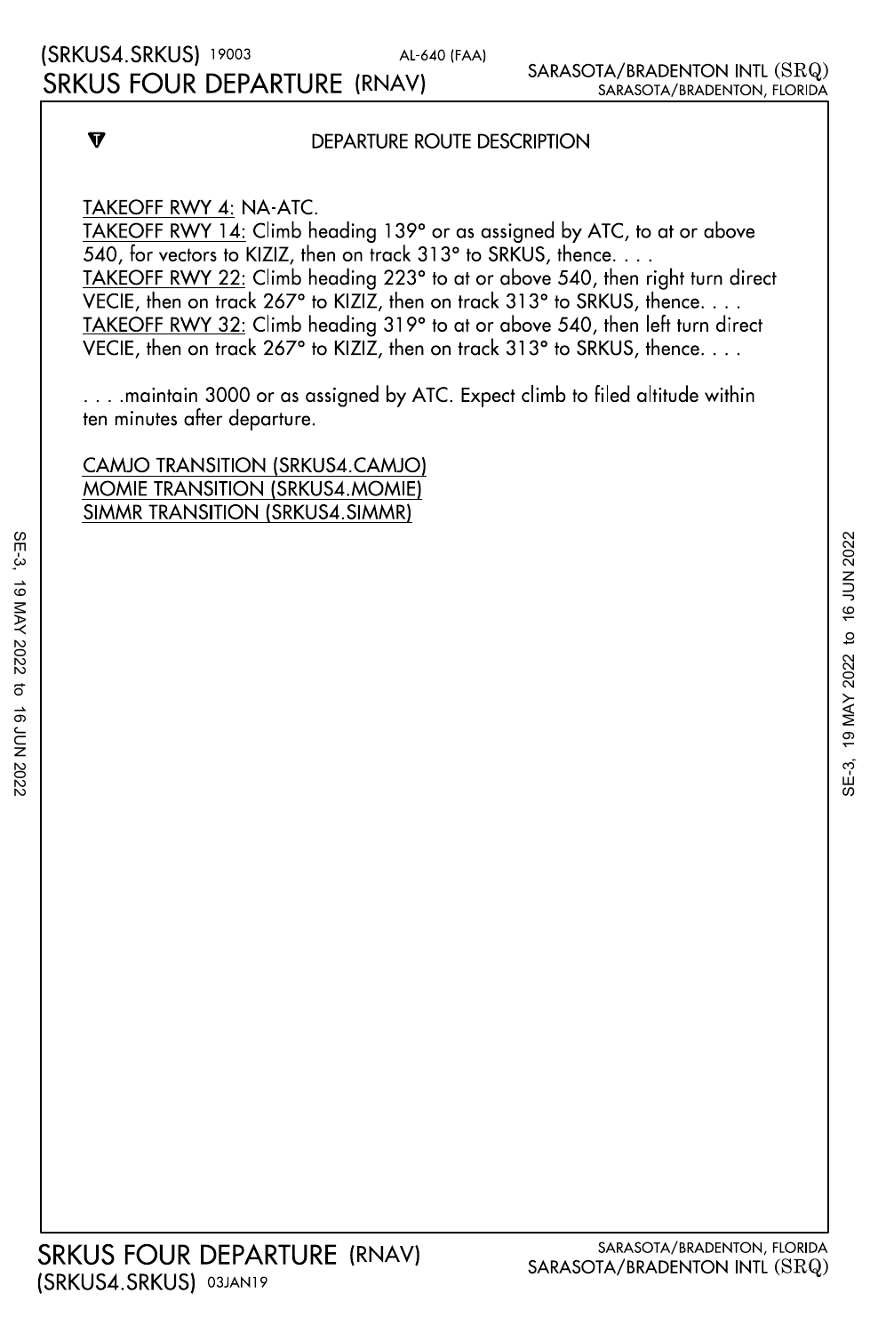(SRKUS4.SRKUS) 19003

# SRKUS FOUR DEPARTURE (RNAV)

SARASOTA/BRADENTON INTL (SRQ)
SARASOTA/BRADENTON, FLORIDA

## DEPARTURE ROUTE DESCRIPTION

TAKEOFF RWY 4: NA-ATC.
TAKEOFF RWY 14: Climb heading 139° or as assigned by ATC, to at or above 540, for vectors to KIZIZ, then on track 313° to SRKUS, thence. . . .
TAKEOFF RWY 22: Climb heading 223° to at or above 540, then right turn direct VECIE, then on track 267° to KIZIZ, then on track 313° to SRKUS, thence. . . .
TAKEOFF RWY 32: Climb heading 319° to at or above 540, then left turn direct VECIE, then on track 267° to KIZIZ, then on track 313° to SRKUS, thence. . . .

. . . .maintain 3000 or as assigned by ATC. Expect climb to filed altitude within ten minutes after departure.

CAMJO TRANSITION (SRKUS4.CAMJO)
MOMIE TRANSITION (SRKUS4.MOMIE)
SIMMR TRANSITION (SRKUS4.SIMMR)

SRKUS FOUR DEPARTURE (RNAV)
(SRKUS4.SRKUS) 03JAN19

SARASOTA/BRADENTON, FLORIDA
SARASOTA/BRADENTON INTL (SRQ)